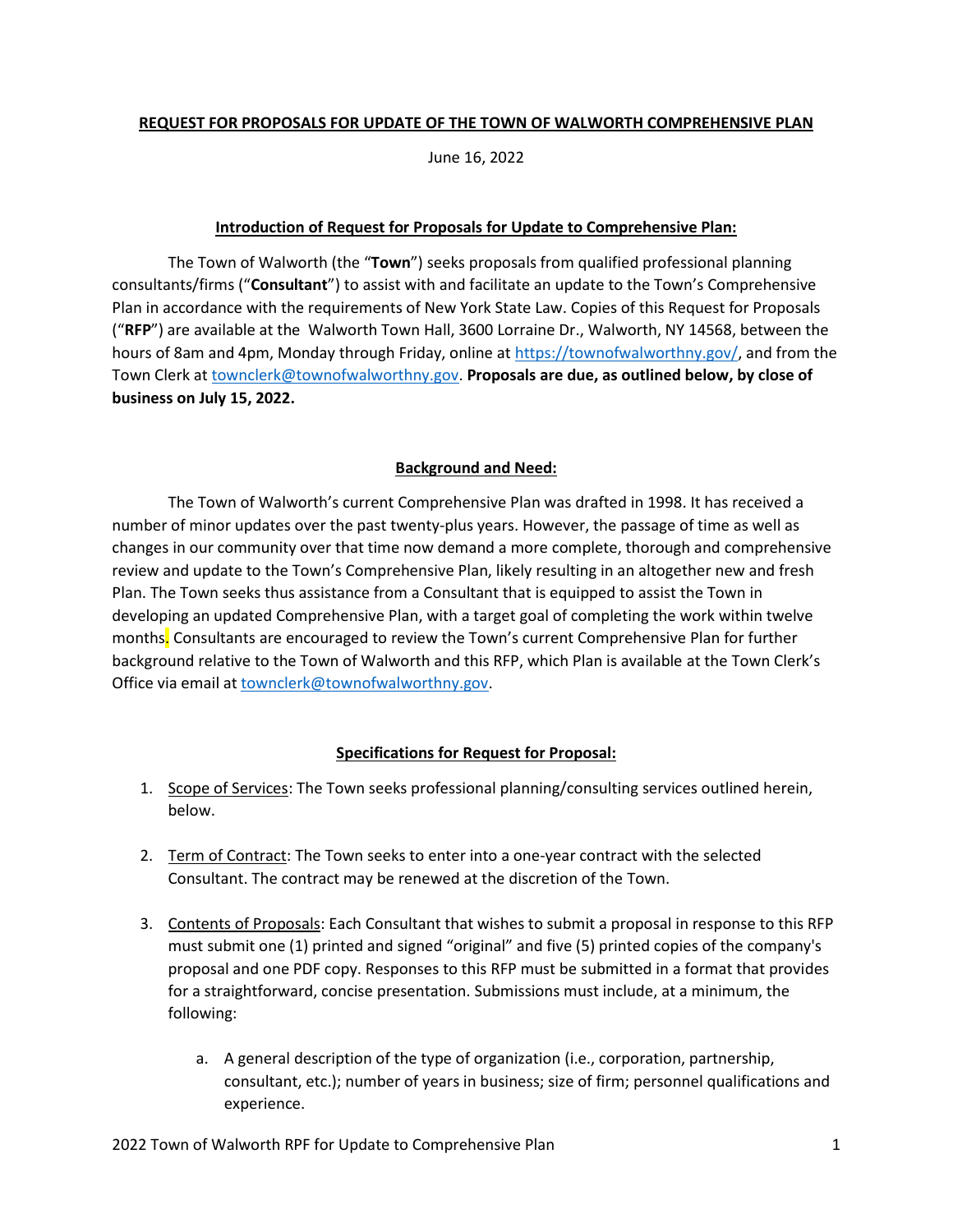**REQUEST FOR PROPOSALS FOR UPDATE OF THE TOWN OF WALWORTH COMPREHENSIVE PLAN**

June 16, 2022

**Introduction of Request for Proposals for Update to Comprehensive Plan:**

The Town of Walworth (the "**Town**") seeks proposals from qualified professional planning consultants/firms ("**Consultant**") to assist with and facilitate an update to the Town's Comprehensive Plan in accordance with the requirements of New York State Law. Copies of this Request for Proposals ("**RFP**") are available at the Walworth Town Hall, 3600 Lorraine Dr., Walworth, NY 14568, between the hours of 8am and 4pm, Monday through Friday, online at https://townofwalworthny.gov/, and from the Town Clerk at townclerk@townofwalworthny.gov. **Proposals are due, as outlined below, by close of business on July 15, 2022.**

**Background and Need:**

The Town of Walworth's current Comprehensive Plan was drafted in 1998. It has received a number of minor updates over the past twenty-plus years. However, the passage of time as well as changes in our community over that time now demand a more complete, thorough and comprehensive review and update to the Town's Comprehensive Plan, likely resulting in an altogether new and fresh Plan. The Town seeks thus assistance from a Consultant that is equipped to assist the Town in developing an updated Comprehensive Plan, with a target goal of completing the work within twelve months. Consultants are encouraged to review the Town's current Comprehensive Plan for further background relative to the Town of Walworth and this RFP, which Plan is available at the Town Clerk's Office via email at townclerk@townofwalworthny.gov.

**Specifications for Request for Proposal:**

1. Scope of Services: The Town seeks professional planning/consulting services outlined herein, below.

2. Term of Contract: The Town seeks to enter into a one-year contract with the selected Consultant. The contract may be renewed at the discretion of the Town.

3. Contents of Proposals: Each Consultant that wishes to submit a proposal in response to this RFP must submit one (1) printed and signed "original" and five (5) printed copies of the company's proposal and one PDF copy. Responses to this RFP must be submitted in a format that provides for a straightforward, concise presentation. Submissions must include, at a minimum, the following:

   a. A general description of the type of organization (i.e., corporation, partnership, consultant, etc.); number of years in business; size of firm; personnel qualifications and experience.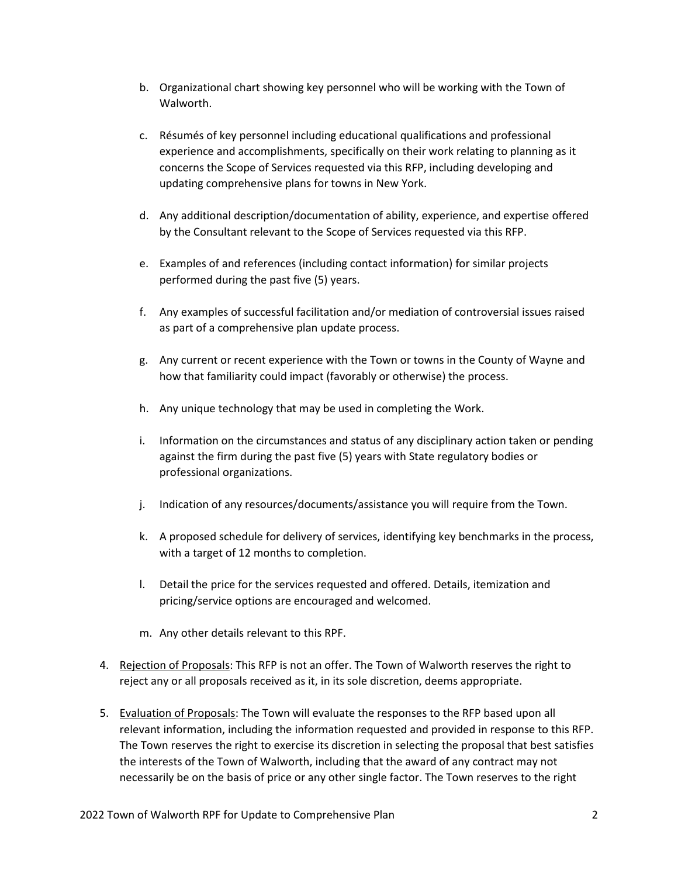b. Organizational chart showing key personnel who will be working with the Town of Walworth.

c. Résumés of key personnel including educational qualifications and professional experience and accomplishments, specifically on their work relating to planning as it concerns the Scope of Services requested via this RFP, including developing and updating comprehensive plans for towns in New York.

d. Any additional description/documentation of ability, experience, and expertise offered by the Consultant relevant to the Scope of Services requested via this RFP.

e. Examples of and references (including contact information) for similar projects performed during the past five (5) years.

f. Any examples of successful facilitation and/or mediation of controversial issues raised as part of a comprehensive plan update process.

g. Any current or recent experience with the Town or towns in the County of Wayne and how that familiarity could impact (favorably or otherwise) the process.

h. Any unique technology that may be used in completing the Work.

i. Information on the circumstances and status of any disciplinary action taken or pending against the firm during the past five (5) years with State regulatory bodies or professional organizations.

j. Indication of any resources/documents/assistance you will require from the Town.

k. A proposed schedule for delivery of services, identifying key benchmarks in the process, with a target of 12 months to completion.

l. Detail the price for the services requested and offered. Details, itemization and pricing/service options are encouraged and welcomed.

m. Any other details relevant to this RPF.

4. <u>Rejection of Proposals</u>: This RFP is not an offer. The Town of Walworth reserves the right to reject any or all proposals received as it, in its sole discretion, deems appropriate.

5. <u>Evaluation of Proposals</u>: The Town will evaluate the responses to the RFP based upon all relevant information, including the information requested and provided in response to this RFP. The Town reserves the right to exercise its discretion in selecting the proposal that best satisfies the interests of the Town of Walworth, including that the award of any contract may not necessarily be on the basis of price or any other single factor. The Town reserves to the right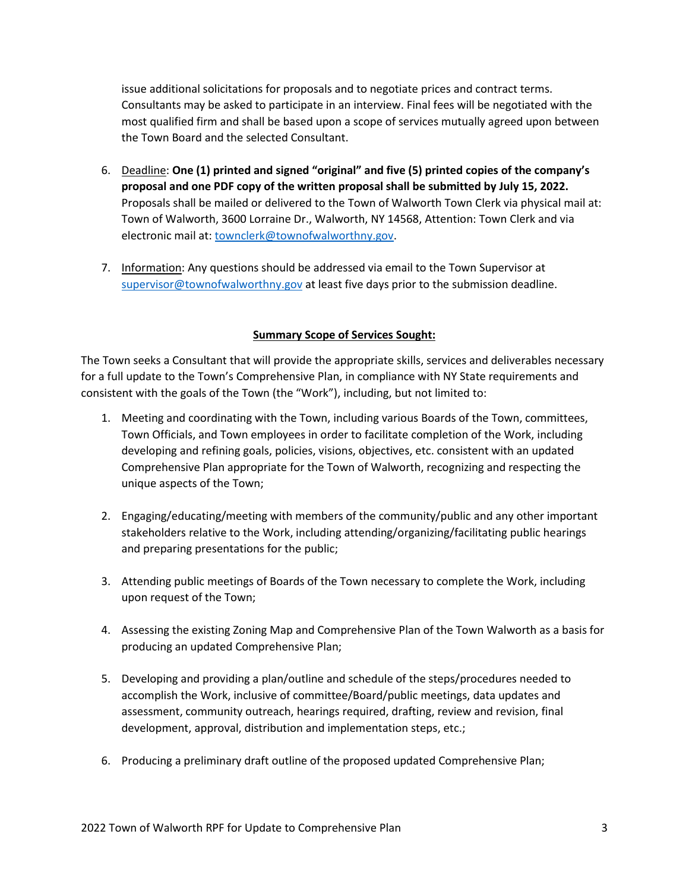issue additional solicitations for proposals and to negotiate prices and contract terms. Consultants may be asked to participate in an interview. Final fees will be negotiated with the most qualified firm and shall be based upon a scope of services mutually agreed upon between the Town Board and the selected Consultant.

6. Deadline: **One (1) printed and signed "original" and five (5) printed copies of the company's proposal and one PDF copy of the written proposal shall be submitted by July 15, 2022.** Proposals shall be mailed or delivered to the Town of Walworth Town Clerk via physical mail at: Town of Walworth, 3600 Lorraine Dr., Walworth, NY 14568, Attention: Town Clerk and via electronic mail at: townclerk@townofwalworthny.gov.

7. Information: Any questions should be addressed via email to the Town Supervisor at supervisor@townofwalworthny.gov at least five days prior to the submission deadline.

**Summary Scope of Services Sought:**

The Town seeks a Consultant that will provide the appropriate skills, services and deliverables necessary for a full update to the Town's Comprehensive Plan, in compliance with NY State requirements and consistent with the goals of the Town (the "Work"), including, but not limited to:

1. Meeting and coordinating with the Town, including various Boards of the Town, committees, Town Officials, and Town employees in order to facilitate completion of the Work, including developing and refining goals, policies, visions, objectives, etc. consistent with an updated Comprehensive Plan appropriate for the Town of Walworth, recognizing and respecting the unique aspects of the Town;

2. Engaging/educating/meeting with members of the community/public and any other important stakeholders relative to the Work, including attending/organizing/facilitating public hearings and preparing presentations for the public;

3. Attending public meetings of Boards of the Town necessary to complete the Work, including upon request of the Town;

4. Assessing the existing Zoning Map and Comprehensive Plan of the Town Walworth as a basis for producing an updated Comprehensive Plan;

5. Developing and providing a plan/outline and schedule of the steps/procedures needed to accomplish the Work, inclusive of committee/Board/public meetings, data updates and assessment, community outreach, hearings required, drafting, review and revision, final development, approval, distribution and implementation steps, etc.;

6. Producing a preliminary draft outline of the proposed updated Comprehensive Plan;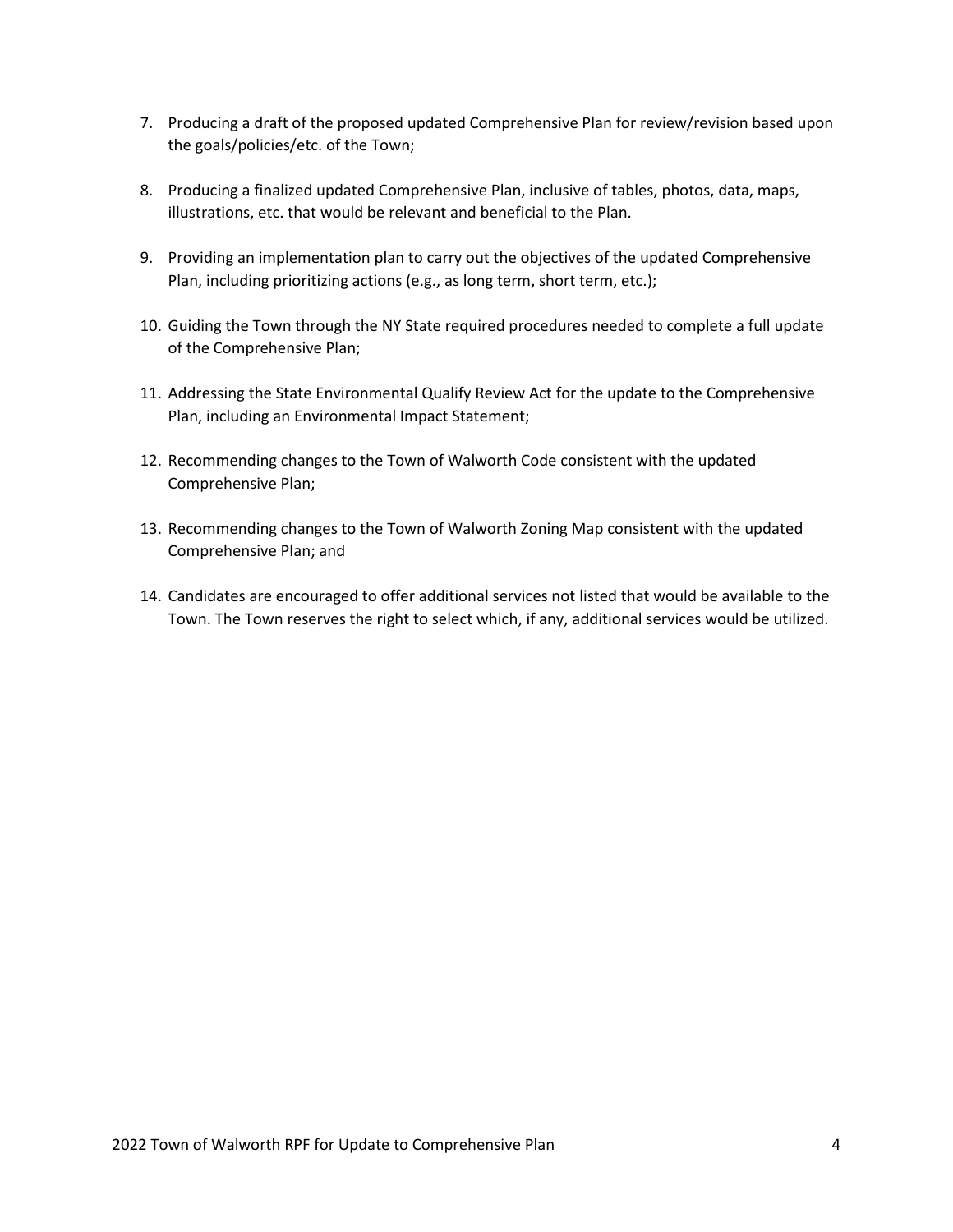7. Producing a draft of the proposed updated Comprehensive Plan for review/revision based upon the goals/policies/etc. of the Town;

8. Producing a finalized updated Comprehensive Plan, inclusive of tables, photos, data, maps, illustrations, etc. that would be relevant and beneficial to the Plan.

9. Providing an implementation plan to carry out the objectives of the updated Comprehensive Plan, including prioritizing actions (e.g., as long term, short term, etc.);

10. Guiding the Town through the NY State required procedures needed to complete a full update of the Comprehensive Plan;

11. Addressing the State Environmental Qualify Review Act for the update to the Comprehensive Plan, including an Environmental Impact Statement;

12. Recommending changes to the Town of Walworth Code consistent with the updated Comprehensive Plan;

13. Recommending changes to the Town of Walworth Zoning Map consistent with the updated Comprehensive Plan; and

14. Candidates are encouraged to offer additional services not listed that would be available to the Town. The Town reserves the right to select which, if any, additional services would be utilized.